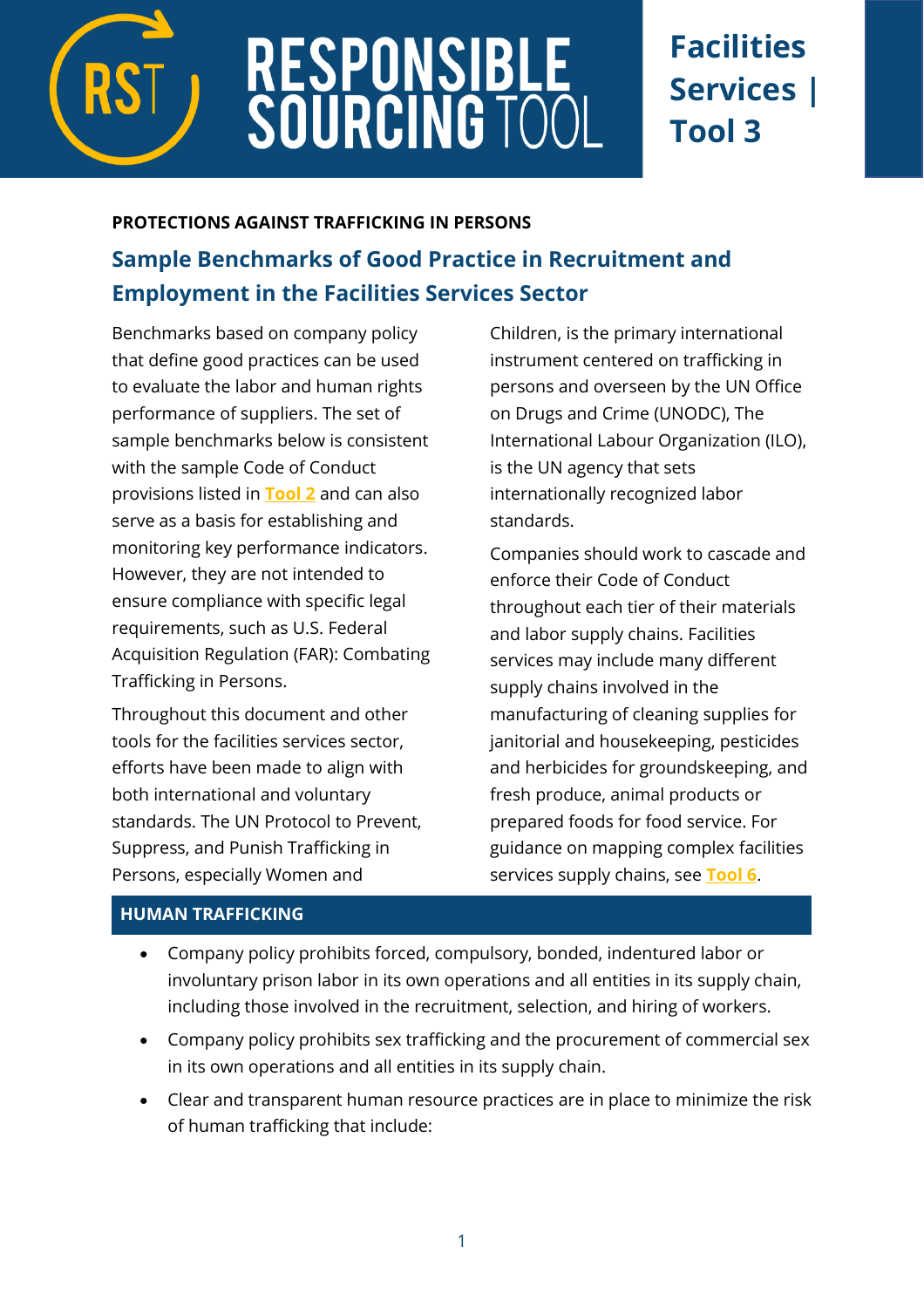# RESPONSIBLE SOURCING TOOL

**Facilities Services | Tool 3**

**PROTECTIONS AGAINST TRAFFICKING IN PERSONS**

## Sample Benchmarks of Good Practice in Recruitment and Employment in the Facilities Services Sector

Benchmarks based on company policy that define good practices can be used to evaluate the labor and human rights performance of suppliers. The set of sample benchmarks below is consistent with the sample Code of Conduct provisions listed in **Tool 2** and can also serve as a basis for establishing and monitoring key performance indicators. However, they are not intended to ensure compliance with specific legal requirements, such as U.S. Federal Acquisition Regulation (FAR): Combating Trafficking in Persons.

Throughout this document and other tools for the facilities services sector, efforts have been made to align with both international and voluntary standards. The UN Protocol to Prevent, Suppress, and Punish Trafficking in Persons, especially Women and Children, is the primary international instrument centered on trafficking in persons and overseen by the UN Office on Drugs and Crime (UNODC), The International Labour Organization (ILO), is the UN agency that sets internationally recognized labor standards.

Companies should work to cascade and enforce their Code of Conduct throughout each tier of their materials and labor supply chains. Facilities services may include many different supply chains involved in the manufacturing of cleaning supplies for janitorial and housekeeping, pesticides and herbicides for groundskeeping, and fresh produce, animal products or prepared foods for food service. For guidance on mapping complex facilities services supply chains, see **Tool 6**.

### HUMAN TRAFFICKING

- Company policy prohibits forced, compulsory, bonded, indentured labor or involuntary prison labor in its own operations and all entities in its supply chain, including those involved in the recruitment, selection, and hiring of workers.
- Company policy prohibits sex trafficking and the procurement of commercial sex in its own operations and all entities in its supply chain.
- Clear and transparent human resource practices are in place to minimize the risk of human trafficking that include: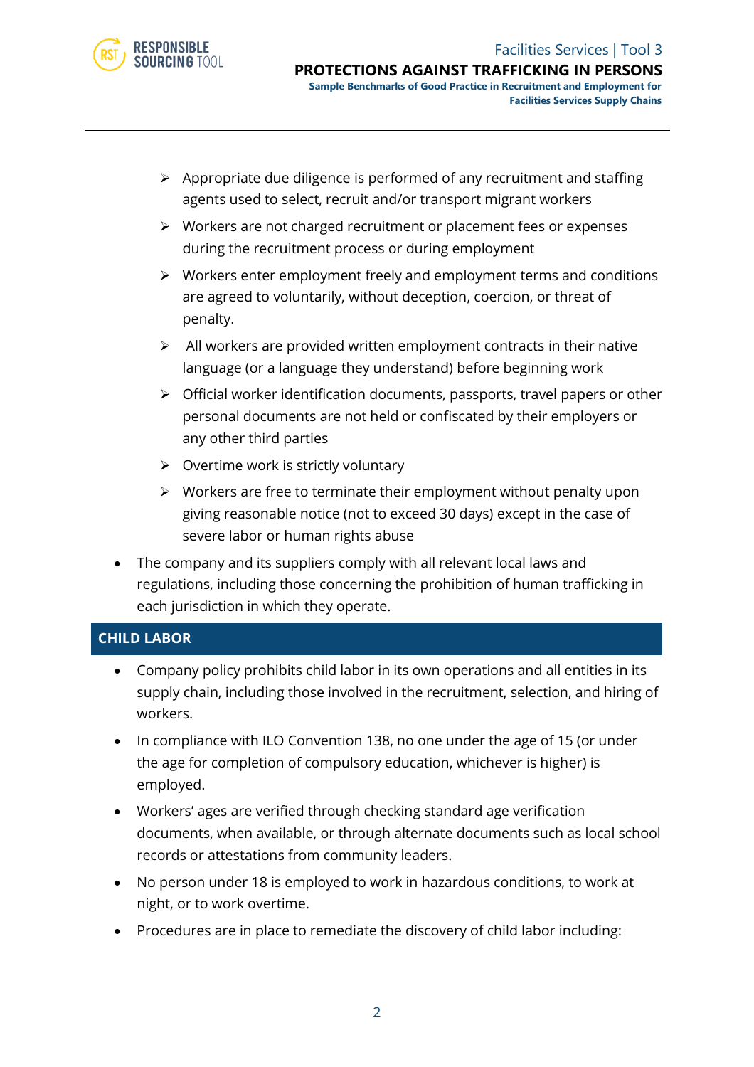- Appropriate due diligence is performed of any recruitment and staffing agents used to select, recruit and/or transport migrant workers
  - Workers are not charged recruitment or placement fees or expenses during the recruitment process or during employment
  - Workers enter employment freely and employment terms and conditions are agreed to voluntarily, without deception, coercion, or threat of penalty.
  - All workers are provided written employment contracts in their native language (or a language they understand) before beginning work
  - Official worker identification documents, passports, travel papers or other personal documents are not held or confiscated by their employers or any other third parties
  - Overtime work is strictly voluntary
  - Workers are free to terminate their employment without penalty upon giving reasonable notice (not to exceed 30 days) except in the case of severe labor or human rights abuse
- The company and its suppliers comply with all relevant local laws and regulations, including those concerning the prohibition of human trafficking in each jurisdiction in which they operate.

## CHILD LABOR

- Company policy prohibits child labor in its own operations and all entities in its supply chain, including those involved in the recruitment, selection, and hiring of workers.
- In compliance with ILO Convention 138, no one under the age of 15 (or under the age for completion of compulsory education, whichever is higher) is employed.
- Workers' ages are verified through checking standard age verification documents, when available, or through alternate documents such as local school records or attestations from community leaders.
- No person under 18 is employed to work in hazardous conditions, to work at night, or to work overtime.
- Procedures are in place to remediate the discovery of child labor including: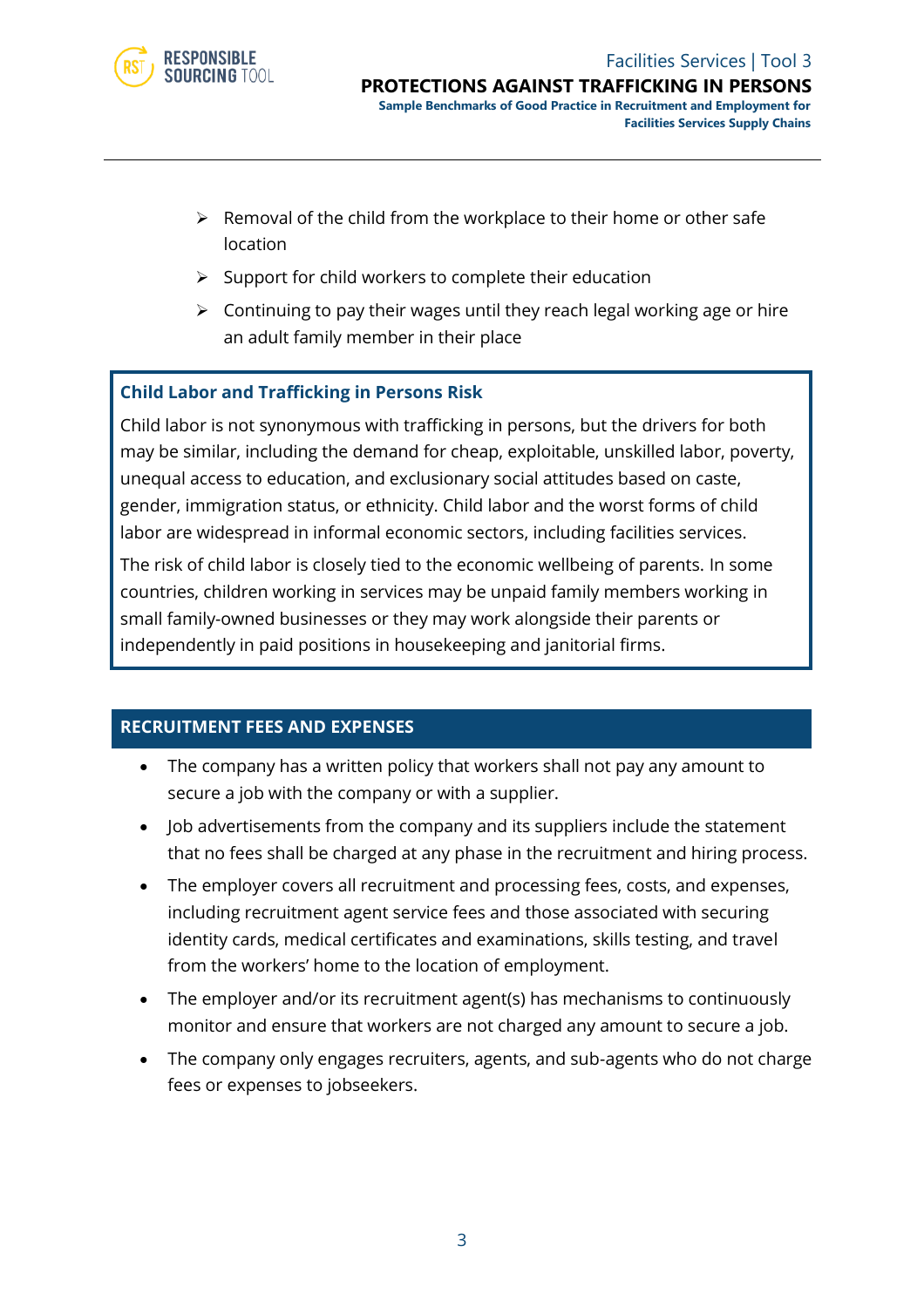- Removal of the child from the workplace to their home or other safe location
- Support for child workers to complete their education
- Continuing to pay their wages until they reach legal working age or hire an adult family member in their place

**Child Labor and Trafficking in Persons Risk**

Child labor is not synonymous with trafficking in persons, but the drivers for both may be similar, including the demand for cheap, exploitable, unskilled labor, poverty, unequal access to education, and exclusionary social attitudes based on caste, gender, immigration status, or ethnicity. Child labor and the worst forms of child labor are widespread in informal economic sectors, including facilities services.

The risk of child labor is closely tied to the economic wellbeing of parents. In some countries, children working in services may be unpaid family members working in small family-owned businesses or they may work alongside their parents or independently in paid positions in housekeeping and janitorial firms.

## RECRUITMENT FEES AND EXPENSES

- The company has a written policy that workers shall not pay any amount to secure a job with the company or with a supplier.
- Job advertisements from the company and its suppliers include the statement that no fees shall be charged at any phase in the recruitment and hiring process.
- The employer covers all recruitment and processing fees, costs, and expenses, including recruitment agent service fees and those associated with securing identity cards, medical certificates and examinations, skills testing, and travel from the workers' home to the location of employment.
- The employer and/or its recruitment agent(s) has mechanisms to continuously monitor and ensure that workers are not charged any amount to secure a job.
- The company only engages recruiters, agents, and sub-agents who do not charge fees or expenses to jobseekers.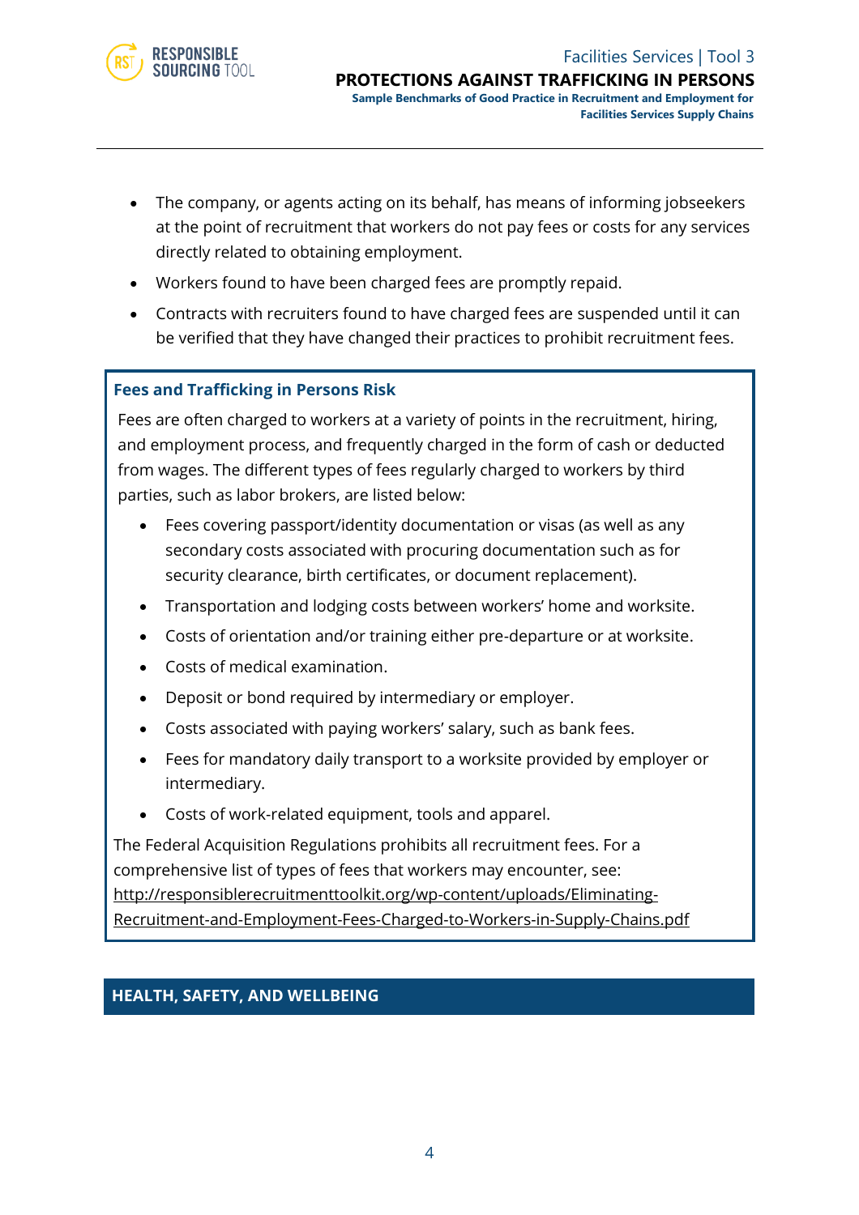- The company, or agents acting on its behalf, has means of informing jobseekers at the point of recruitment that workers do not pay fees or costs for any services directly related to obtaining employment.
- Workers found to have been charged fees are promptly repaid.
- Contracts with recruiters found to have charged fees are suspended until it can be verified that they have changed their practices to prohibit recruitment fees.

### Fees and Trafficking in Persons Risk

Fees are often charged to workers at a variety of points in the recruitment, hiring, and employment process, and frequently charged in the form of cash or deducted from wages. The different types of fees regularly charged to workers by third parties, such as labor brokers, are listed below:

- Fees covering passport/identity documentation or visas (as well as any secondary costs associated with procuring documentation such as for security clearance, birth certificates, or document replacement).
- Transportation and lodging costs between workers' home and worksite.
- Costs of orientation and/or training either pre-departure or at worksite.
- Costs of medical examination.
- Deposit or bond required by intermediary or employer.
- Costs associated with paying workers' salary, such as bank fees.
- Fees for mandatory daily transport to a worksite provided by employer or intermediary.
- Costs of work-related equipment, tools and apparel.

The Federal Acquisition Regulations prohibits all recruitment fees. For a comprehensive list of types of fees that workers may encounter, see: http://responsiblerecruitmenttoolkit.org/wp-content/uploads/Eliminating-Recruitment-and-Employment-Fees-Charged-to-Workers-in-Supply-Chains.pdf

## HEALTH, SAFETY, AND WELLBEING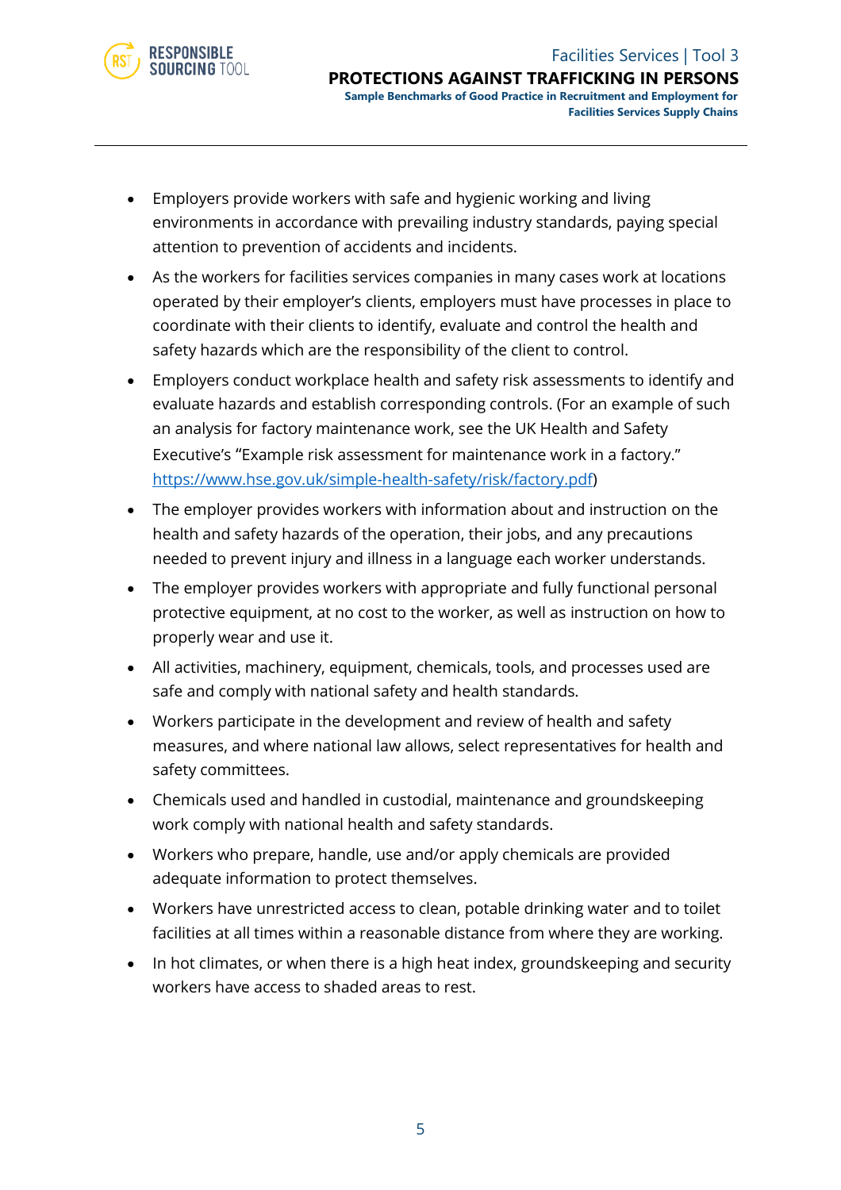- Employers provide workers with safe and hygienic working and living environments in accordance with prevailing industry standards, paying special attention to prevention of accidents and incidents.
- As the workers for facilities services companies in many cases work at locations operated by their employer's clients, employers must have processes in place to coordinate with their clients to identify, evaluate and control the health and safety hazards which are the responsibility of the client to control.
- Employers conduct workplace health and safety risk assessments to identify and evaluate hazards and establish corresponding controls. (For an example of such an analysis for factory maintenance work, see the UK Health and Safety Executive's "Example risk assessment for maintenance work in a factory." https://www.hse.gov.uk/simple-health-safety/risk/factory.pdf)
- The employer provides workers with information about and instruction on the health and safety hazards of the operation, their jobs, and any precautions needed to prevent injury and illness in a language each worker understands.
- The employer provides workers with appropriate and fully functional personal protective equipment, at no cost to the worker, as well as instruction on how to properly wear and use it.
- All activities, machinery, equipment, chemicals, tools, and processes used are safe and comply with national safety and health standards.
- Workers participate in the development and review of health and safety measures, and where national law allows, select representatives for health and safety committees.
- Chemicals used and handled in custodial, maintenance and groundskeeping work comply with national health and safety standards.
- Workers who prepare, handle, use and/or apply chemicals are provided adequate information to protect themselves.
- Workers have unrestricted access to clean, potable drinking water and to toilet facilities at all times within a reasonable distance from where they are working.
- In hot climates, or when there is a high heat index, groundskeeping and security workers have access to shaded areas to rest.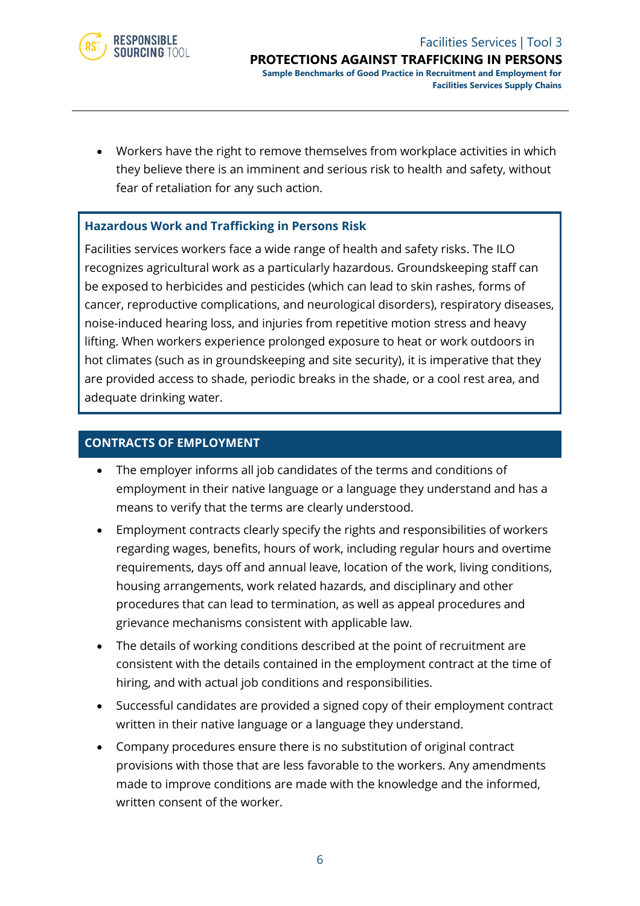- Workers have the right to remove themselves from workplace activities in which they believe there is an imminent and serious risk to health and safety, without fear of retaliation for any such action.

**Hazardous Work and Trafficking in Persons Risk**

Facilities services workers face a wide range of health and safety risks. The ILO recognizes agricultural work as a particularly hazardous. Groundskeeping staff can be exposed to herbicides and pesticides (which can lead to skin rashes, forms of cancer, reproductive complications, and neurological disorders), respiratory diseases, noise-induced hearing loss, and injuries from repetitive motion stress and heavy lifting. When workers experience prolonged exposure to heat or work outdoors in hot climates (such as in groundskeeping and site security), it is imperative that they are provided access to shade, periodic breaks in the shade, or a cool rest area, and adequate drinking water.

## CONTRACTS OF EMPLOYMENT

- The employer informs all job candidates of the terms and conditions of employment in their native language or a language they understand and has a means to verify that the terms are clearly understood.
- Employment contracts clearly specify the rights and responsibilities of workers regarding wages, benefits, hours of work, including regular hours and overtime requirements, days off and annual leave, location of the work, living conditions, housing arrangements, work related hazards, and disciplinary and other procedures that can lead to termination, as well as appeal procedures and grievance mechanisms consistent with applicable law.
- The details of working conditions described at the point of recruitment are consistent with the details contained in the employment contract at the time of hiring, and with actual job conditions and responsibilities.
- Successful candidates are provided a signed copy of their employment contract written in their native language or a language they understand.
- Company procedures ensure there is no substitution of original contract provisions with those that are less favorable to the workers. Any amendments made to improve conditions are made with the knowledge and the informed, written consent of the worker.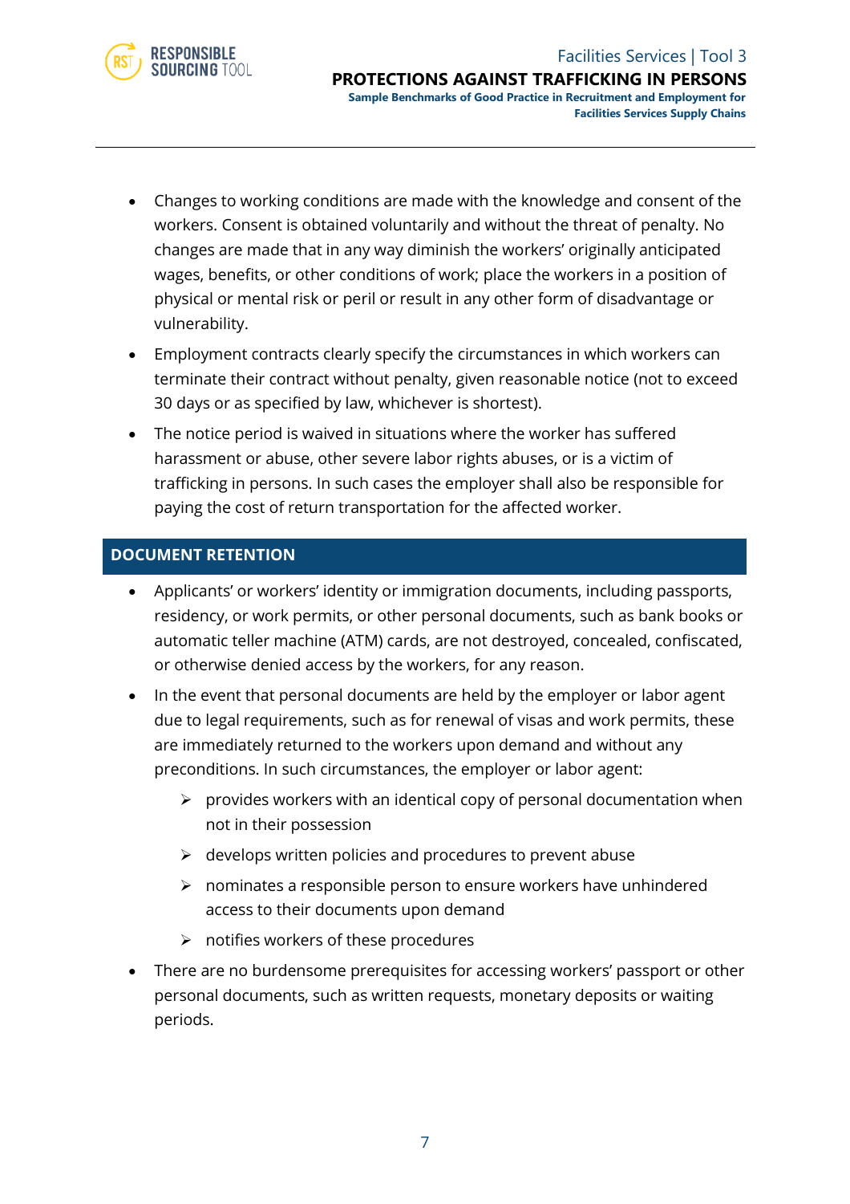- Changes to working conditions are made with the knowledge and consent of the workers. Consent is obtained voluntarily and without the threat of penalty. No changes are made that in any way diminish the workers' originally anticipated wages, benefits, or other conditions of work; place the workers in a position of physical or mental risk or peril or result in any other form of disadvantage or vulnerability.
- Employment contracts clearly specify the circumstances in which workers can terminate their contract without penalty, given reasonable notice (not to exceed 30 days or as specified by law, whichever is shortest).
- The notice period is waived in situations where the worker has suffered harassment or abuse, other severe labor rights abuses, or is a victim of trafficking in persons. In such cases the employer shall also be responsible for paying the cost of return transportation for the affected worker.

## DOCUMENT RETENTION

- Applicants' or workers' identity or immigration documents, including passports, residency, or work permits, or other personal documents, such as bank books or automatic teller machine (ATM) cards, are not destroyed, concealed, confiscated, or otherwise denied access by the workers, for any reason.
- In the event that personal documents are held by the employer or labor agent due to legal requirements, such as for renewal of visas and work permits, these are immediately returned to the workers upon demand and without any preconditions. In such circumstances, the employer or labor agent:
  - provides workers with an identical copy of personal documentation when not in their possession
  - develops written policies and procedures to prevent abuse
  - nominates a responsible person to ensure workers have unhindered access to their documents upon demand
  - notifies workers of these procedures
- There are no burdensome prerequisites for accessing workers' passport or other personal documents, such as written requests, monetary deposits or waiting periods.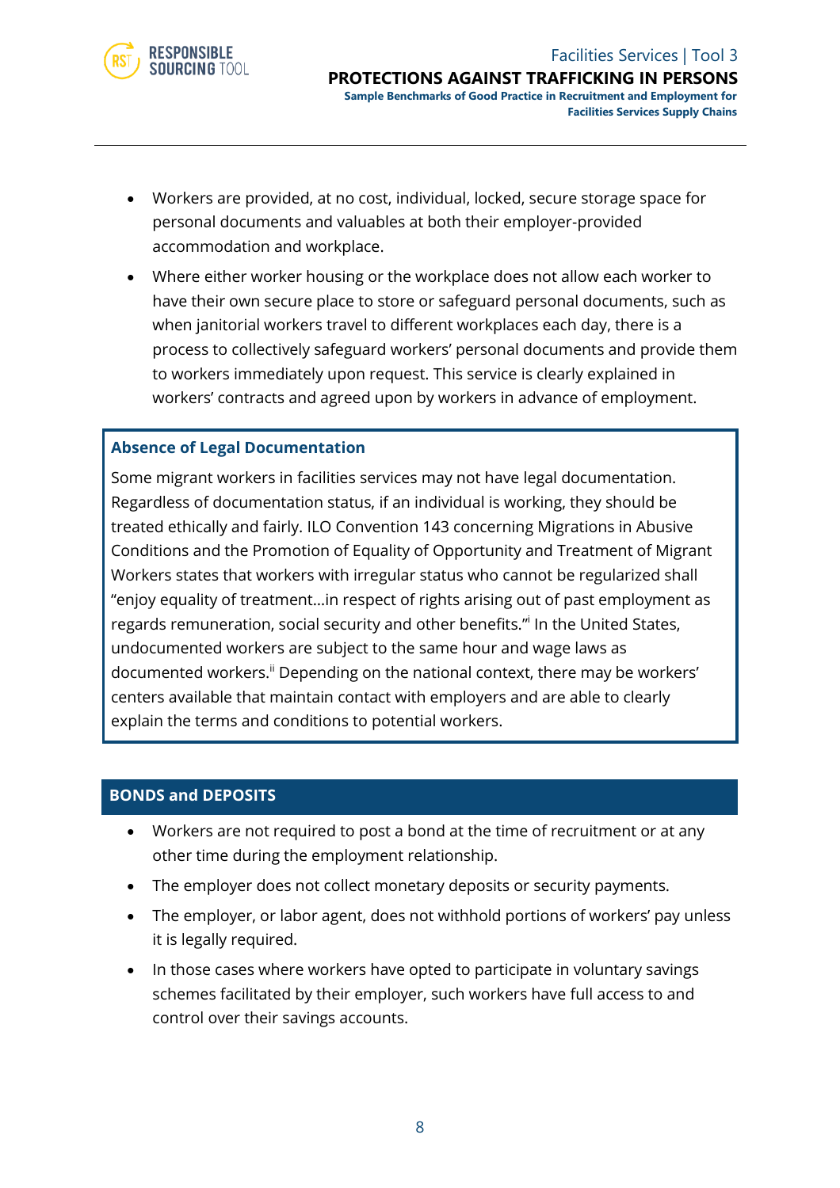- Workers are provided, at no cost, individual, locked, secure storage space for personal documents and valuables at both their employer-provided accommodation and workplace.
- Where either worker housing or the workplace does not allow each worker to have their own secure place to store or safeguard personal documents, such as when janitorial workers travel to different workplaces each day, there is a process to collectively safeguard workers' personal documents and provide them to workers immediately upon request. This service is clearly explained in workers' contracts and agreed upon by workers in advance of employment.

### Absence of Legal Documentation

Some migrant workers in facilities services may not have legal documentation. Regardless of documentation status, if an individual is working, they should be treated ethically and fairly. ILO Convention 143 concerning Migrations in Abusive Conditions and the Promotion of Equality of Opportunity and Treatment of Migrant Workers states that workers with irregular status who cannot be regularized shall "enjoy equality of treatment…in respect of rights arising out of past employment as regards remuneration, social security and other benefits."[i] In the United States, undocumented workers are subject to the same hour and wage laws as documented workers.[ii] Depending on the national context, there may be workers' centers available that maintain contact with employers and are able to clearly explain the terms and conditions to potential workers.

## BONDS and DEPOSITS

- Workers are not required to post a bond at the time of recruitment or at any other time during the employment relationship.
- The employer does not collect monetary deposits or security payments.
- The employer, or labor agent, does not withhold portions of workers' pay unless it is legally required.
- In those cases where workers have opted to participate in voluntary savings schemes facilitated by their employer, such workers have full access to and control over their savings accounts.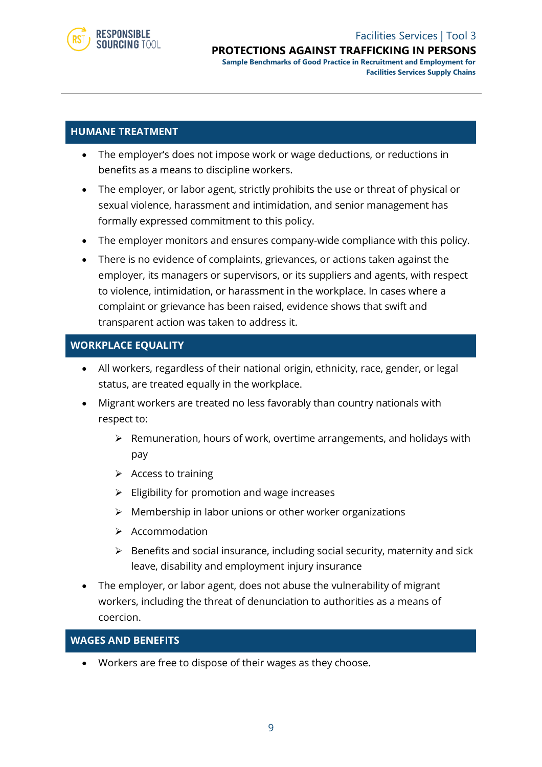## HUMANE TREATMENT

- The employer's does not impose work or wage deductions, or reductions in benefits as a means to discipline workers.
- The employer, or labor agent, strictly prohibits the use or threat of physical or sexual violence, harassment and intimidation, and senior management has formally expressed commitment to this policy.
- The employer monitors and ensures company-wide compliance with this policy.
- There is no evidence of complaints, grievances, or actions taken against the employer, its managers or supervisors, or its suppliers and agents, with respect to violence, intimidation, or harassment in the workplace. In cases where a complaint or grievance has been raised, evidence shows that swift and transparent action was taken to address it.

## WORKPLACE EQUALITY

- All workers, regardless of their national origin, ethnicity, race, gender, or legal status, are treated equally in the workplace.
- Migrant workers are treated no less favorably than country nationals with respect to:
  - Remuneration, hours of work, overtime arrangements, and holidays with pay
  - Access to training
  - Eligibility for promotion and wage increases
  - Membership in labor unions or other worker organizations
  - Accommodation
  - Benefits and social insurance, including social security, maternity and sick leave, disability and employment injury insurance
- The employer, or labor agent, does not abuse the vulnerability of migrant workers, including the threat of denunciation to authorities as a means of coercion.

## WAGES AND BENEFITS

- Workers are free to dispose of their wages as they choose.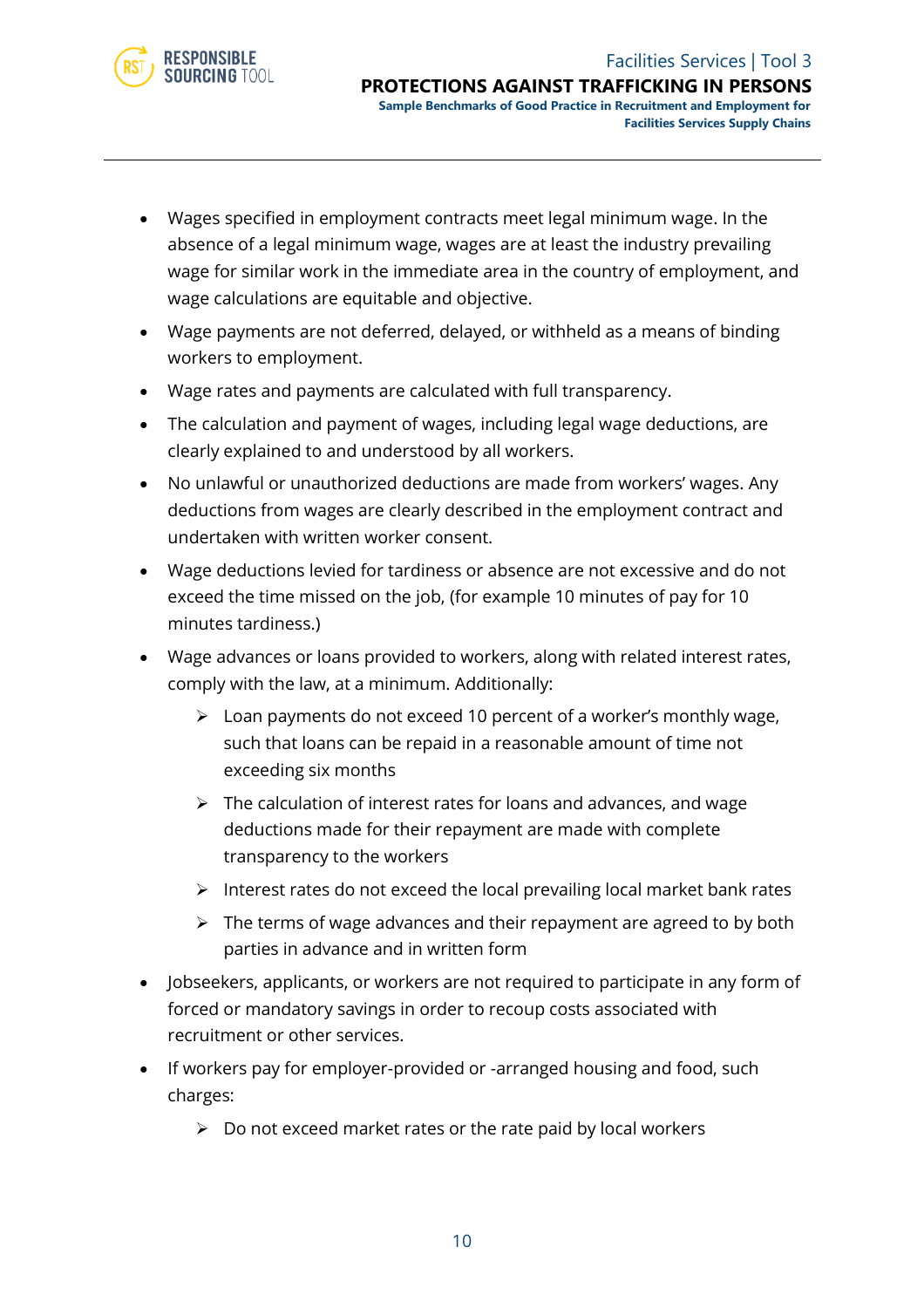- Wages specified in employment contracts meet legal minimum wage. In the absence of a legal minimum wage, wages are at least the industry prevailing wage for similar work in the immediate area in the country of employment, and wage calculations are equitable and objective.
- Wage payments are not deferred, delayed, or withheld as a means of binding workers to employment.
- Wage rates and payments are calculated with full transparency.
- The calculation and payment of wages, including legal wage deductions, are clearly explained to and understood by all workers.
- No unlawful or unauthorized deductions are made from workers' wages. Any deductions from wages are clearly described in the employment contract and undertaken with written worker consent.
- Wage deductions levied for tardiness or absence are not excessive and do not exceed the time missed on the job, (for example 10 minutes of pay for 10 minutes tardiness.)
- Wage advances or loans provided to workers, along with related interest rates, comply with the law, at a minimum. Additionally:
    - Loan payments do not exceed 10 percent of a worker's monthly wage, such that loans can be repaid in a reasonable amount of time not exceeding six months
    - The calculation of interest rates for loans and advances, and wage deductions made for their repayment are made with complete transparency to the workers
    - Interest rates do not exceed the local prevailing local market bank rates
    - The terms of wage advances and their repayment are agreed to by both parties in advance and in written form
- Jobseekers, applicants, or workers are not required to participate in any form of forced or mandatory savings in order to recoup costs associated with recruitment or other services.
- If workers pay for employer-provided or -arranged housing and food, such charges:
    - Do not exceed market rates or the rate paid by local workers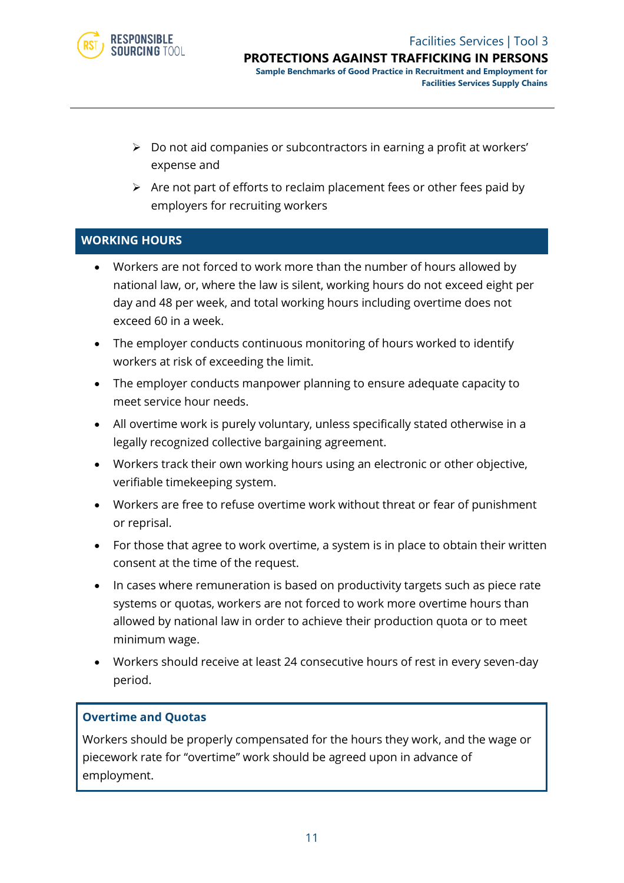- Do not aid companies or subcontractors in earning a profit at workers' expense and
- Are not part of efforts to reclaim placement fees or other fees paid by employers for recruiting workers

## WORKING HOURS

- Workers are not forced to work more than the number of hours allowed by national law, or, where the law is silent, working hours do not exceed eight per day and 48 per week, and total working hours including overtime does not exceed 60 in a week.
- The employer conducts continuous monitoring of hours worked to identify workers at risk of exceeding the limit.
- The employer conducts manpower planning to ensure adequate capacity to meet service hour needs.
- All overtime work is purely voluntary, unless specifically stated otherwise in a legally recognized collective bargaining agreement.
- Workers track their own working hours using an electronic or other objective, verifiable timekeeping system.
- Workers are free to refuse overtime work without threat or fear of punishment or reprisal.
- For those that agree to work overtime, a system is in place to obtain their written consent at the time of the request.
- In cases where remuneration is based on productivity targets such as piece rate systems or quotas, workers are not forced to work more overtime hours than allowed by national law in order to achieve their production quota or to meet minimum wage.
- Workers should receive at least 24 consecutive hours of rest in every seven-day period.

### Overtime and Quotas

Workers should be properly compensated for the hours they work, and the wage or piecework rate for "overtime" work should be agreed upon in advance of employment.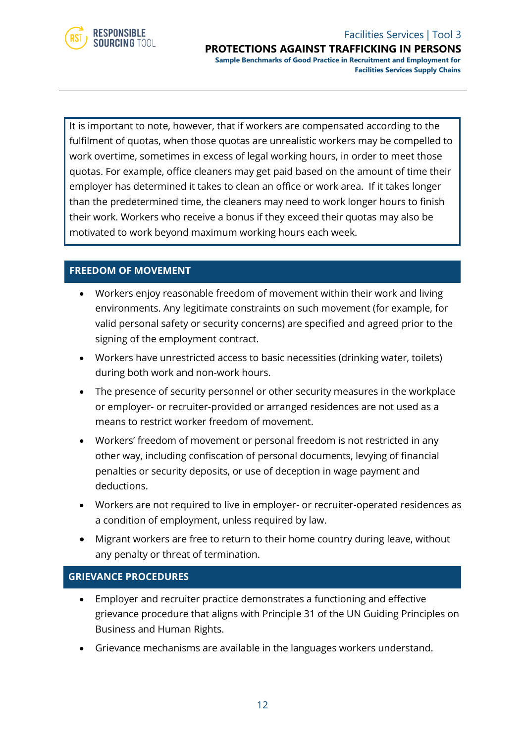It is important to note, however, that if workers are compensated according to the fulfilment of quotas, when those quotas are unrealistic workers may be compelled to work overtime, sometimes in excess of legal working hours, in order to meet those quotas. For example, office cleaners may get paid based on the amount of time their employer has determined it takes to clean an office or work area. If it takes longer than the predetermined time, the cleaners may need to work longer hours to finish their work. Workers who receive a bonus if they exceed their quotas may also be motivated to work beyond maximum working hours each week.

## FREEDOM OF MOVEMENT

- Workers enjoy reasonable freedom of movement within their work and living environments. Any legitimate constraints on such movement (for example, for valid personal safety or security concerns) are specified and agreed prior to the signing of the employment contract.
- Workers have unrestricted access to basic necessities (drinking water, toilets) during both work and non-work hours.
- The presence of security personnel or other security measures in the workplace or employer- or recruiter-provided or arranged residences are not used as a means to restrict worker freedom of movement.
- Workers' freedom of movement or personal freedom is not restricted in any other way, including confiscation of personal documents, levying of financial penalties or security deposits, or use of deception in wage payment and deductions.
- Workers are not required to live in employer- or recruiter-operated residences as a condition of employment, unless required by law.
- Migrant workers are free to return to their home country during leave, without any penalty or threat of termination.

## GRIEVANCE PROCEDURES

- Employer and recruiter practice demonstrates a functioning and effective grievance procedure that aligns with Principle 31 of the UN Guiding Principles on Business and Human Rights.
- Grievance mechanisms are available in the languages workers understand.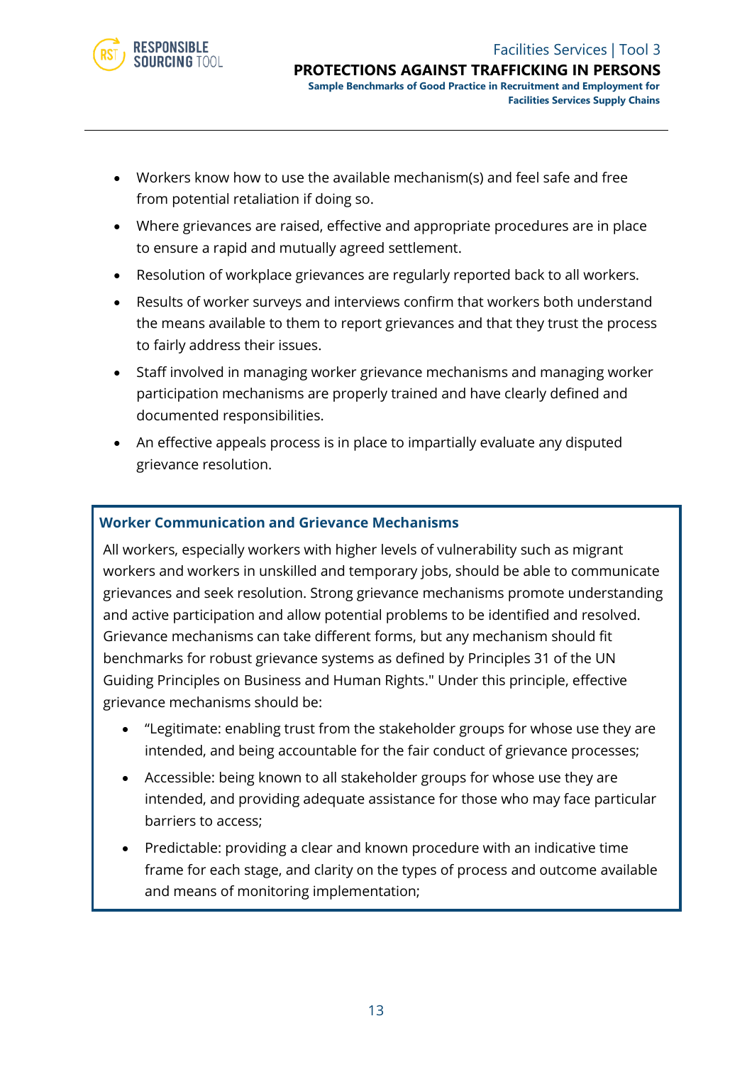- Workers know how to use the available mechanism(s) and feel safe and free from potential retaliation if doing so.
- Where grievances are raised, effective and appropriate procedures are in place to ensure a rapid and mutually agreed settlement.
- Resolution of workplace grievances are regularly reported back to all workers.
- Results of worker surveys and interviews confirm that workers both understand the means available to them to report grievances and that they trust the process to fairly address their issues.
- Staff involved in managing worker grievance mechanisms and managing worker participation mechanisms are properly trained and have clearly defined and documented responsibilities.
- An effective appeals process is in place to impartially evaluate any disputed grievance resolution.

**Worker Communication and Grievance Mechanisms**

All workers, especially workers with higher levels of vulnerability such as migrant workers and workers in unskilled and temporary jobs, should be able to communicate grievances and seek resolution. Strong grievance mechanisms promote understanding and active participation and allow potential problems to be identified and resolved. Grievance mechanisms can take different forms, but any mechanism should fit benchmarks for robust grievance systems as defined by Principles 31 of the UN Guiding Principles on Business and Human Rights." Under this principle, effective grievance mechanisms should be:

- "Legitimate: enabling trust from the stakeholder groups for whose use they are intended, and being accountable for the fair conduct of grievance processes;
- Accessible: being known to all stakeholder groups for whose use they are intended, and providing adequate assistance for those who may face particular barriers to access;
- Predictable: providing a clear and known procedure with an indicative time frame for each stage, and clarity on the types of process and outcome available and means of monitoring implementation;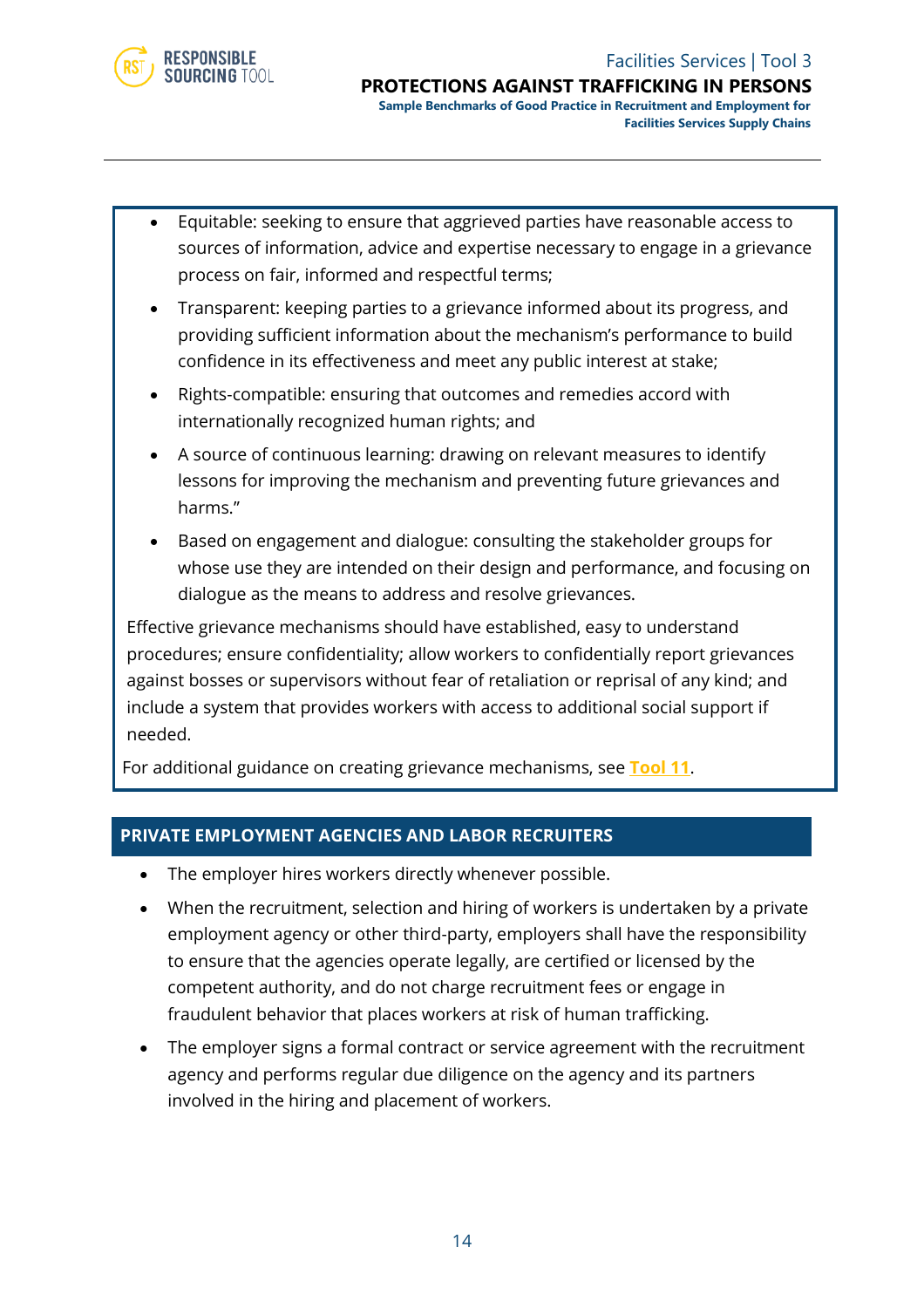- Equitable: seeking to ensure that aggrieved parties have reasonable access to sources of information, advice and expertise necessary to engage in a grievance process on fair, informed and respectful terms;
- Transparent: keeping parties to a grievance informed about its progress, and providing sufficient information about the mechanism's performance to build confidence in its effectiveness and meet any public interest at stake;
- Rights-compatible: ensuring that outcomes and remedies accord with internationally recognized human rights; and
- A source of continuous learning: drawing on relevant measures to identify lessons for improving the mechanism and preventing future grievances and harms."
- Based on engagement and dialogue: consulting the stakeholder groups for whose use they are intended on their design and performance, and focusing on dialogue as the means to address and resolve grievances.

Effective grievance mechanisms should have established, easy to understand procedures; ensure confidentiality; allow workers to confidentially report grievances against bosses or supervisors without fear of retaliation or reprisal of any kind; and include a system that provides workers with access to additional social support if needed.

For additional guidance on creating grievance mechanisms, see **Tool 11**.

## PRIVATE EMPLOYMENT AGENCIES AND LABOR RECRUITERS

- The employer hires workers directly whenever possible.
- When the recruitment, selection and hiring of workers is undertaken by a private employment agency or other third-party, employers shall have the responsibility to ensure that the agencies operate legally, are certified or licensed by the competent authority, and do not charge recruitment fees or engage in fraudulent behavior that places workers at risk of human trafficking.
- The employer signs a formal contract or service agreement with the recruitment agency and performs regular due diligence on the agency and its partners involved in the hiring and placement of workers.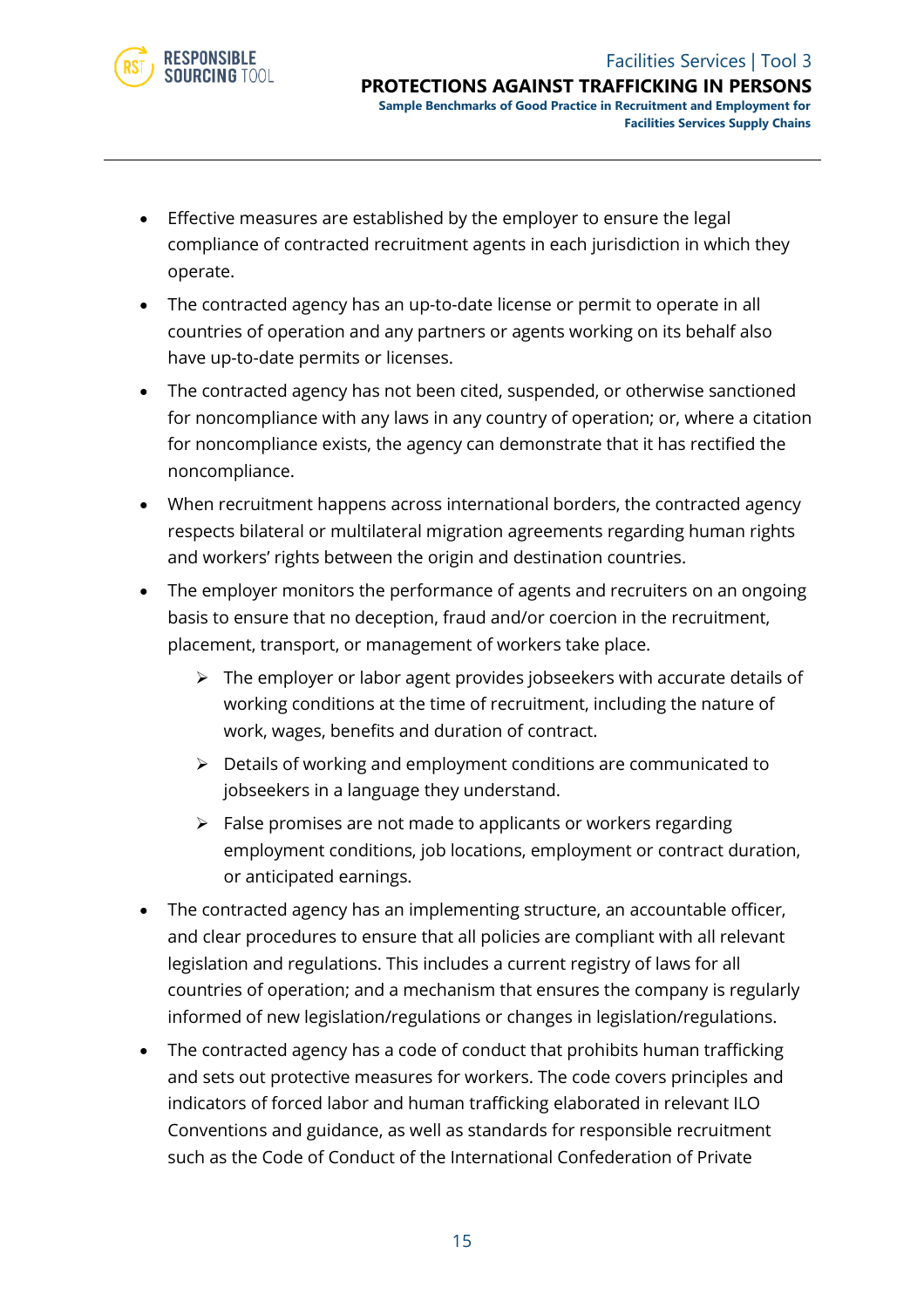- Effective measures are established by the employer to ensure the legal compliance of contracted recruitment agents in each jurisdiction in which they operate.
- The contracted agency has an up-to-date license or permit to operate in all countries of operation and any partners or agents working on its behalf also have up-to-date permits or licenses.
- The contracted agency has not been cited, suspended, or otherwise sanctioned for noncompliance with any laws in any country of operation; or, where a citation for noncompliance exists, the agency can demonstrate that it has rectified the noncompliance.
- When recruitment happens across international borders, the contracted agency respects bilateral or multilateral migration agreements regarding human rights and workers' rights between the origin and destination countries.
- The employer monitors the performance of agents and recruiters on an ongoing basis to ensure that no deception, fraud and/or coercion in the recruitment, placement, transport, or management of workers take place.
    - The employer or labor agent provides jobseekers with accurate details of working conditions at the time of recruitment, including the nature of work, wages, benefits and duration of contract.
    - Details of working and employment conditions are communicated to jobseekers in a language they understand.
    - False promises are not made to applicants or workers regarding employment conditions, job locations, employment or contract duration, or anticipated earnings.
- The contracted agency has an implementing structure, an accountable officer, and clear procedures to ensure that all policies are compliant with all relevant legislation and regulations. This includes a current registry of laws for all countries of operation; and a mechanism that ensures the company is regularly informed of new legislation/regulations or changes in legislation/regulations.
- The contracted agency has a code of conduct that prohibits human trafficking and sets out protective measures for workers. The code covers principles and indicators of forced labor and human trafficking elaborated in relevant ILO Conventions and guidance, as well as standards for responsible recruitment such as the Code of Conduct of the International Confederation of Private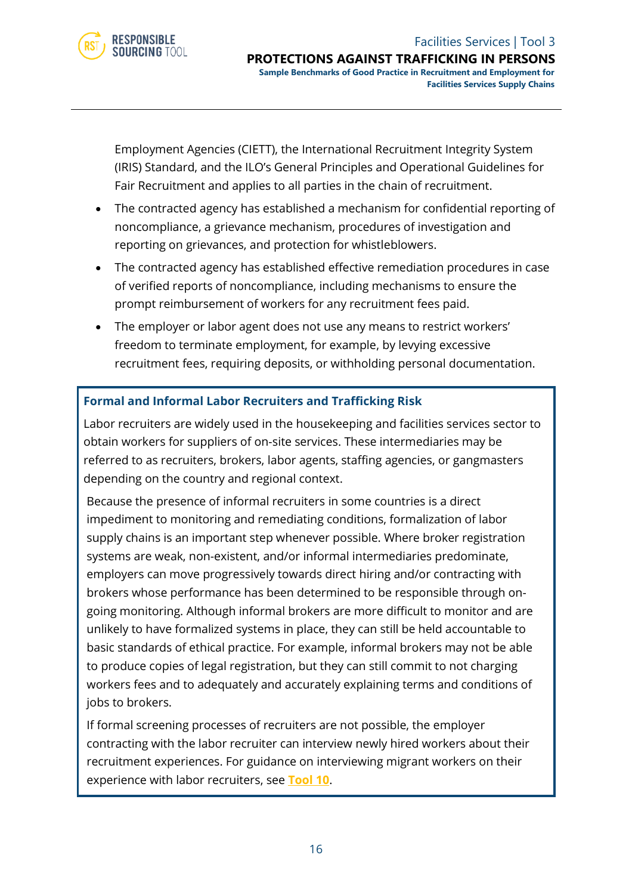Employment Agencies (CIETT), the International Recruitment Integrity System (IRIS) Standard, and the ILO's General Principles and Operational Guidelines for Fair Recruitment and applies to all parties in the chain of recruitment.

- The contracted agency has established a mechanism for confidential reporting of noncompliance, a grievance mechanism, procedures of investigation and reporting on grievances, and protection for whistleblowers.
- The contracted agency has established effective remediation procedures in case of verified reports of noncompliance, including mechanisms to ensure the prompt reimbursement of workers for any recruitment fees paid.
- The employer or labor agent does not use any means to restrict workers' freedom to terminate employment, for example, by levying excessive recruitment fees, requiring deposits, or withholding personal documentation.

### Formal and Informal Labor Recruiters and Trafficking Risk

Labor recruiters are widely used in the housekeeping and facilities services sector to obtain workers for suppliers of on-site services. These intermediaries may be referred to as recruiters, brokers, labor agents, staffing agencies, or gangmasters depending on the country and regional context.

Because the presence of informal recruiters in some countries is a direct impediment to monitoring and remediating conditions, formalization of labor supply chains is an important step whenever possible. Where broker registration systems are weak, non-existent, and/or informal intermediaries predominate, employers can move progressively towards direct hiring and/or contracting with brokers whose performance has been determined to be responsible through on-going monitoring. Although informal brokers are more difficult to monitor and are unlikely to have formalized systems in place, they can still be held accountable to basic standards of ethical practice. For example, informal brokers may not be able to produce copies of legal registration, but they can still commit to not charging workers fees and to adequately and accurately explaining terms and conditions of jobs to brokers.

If formal screening processes of recruiters are not possible, the employer contracting with the labor recruiter can interview newly hired workers about their recruitment experiences. For guidance on interviewing migrant workers on their experience with labor recruiters, see **Tool 10**.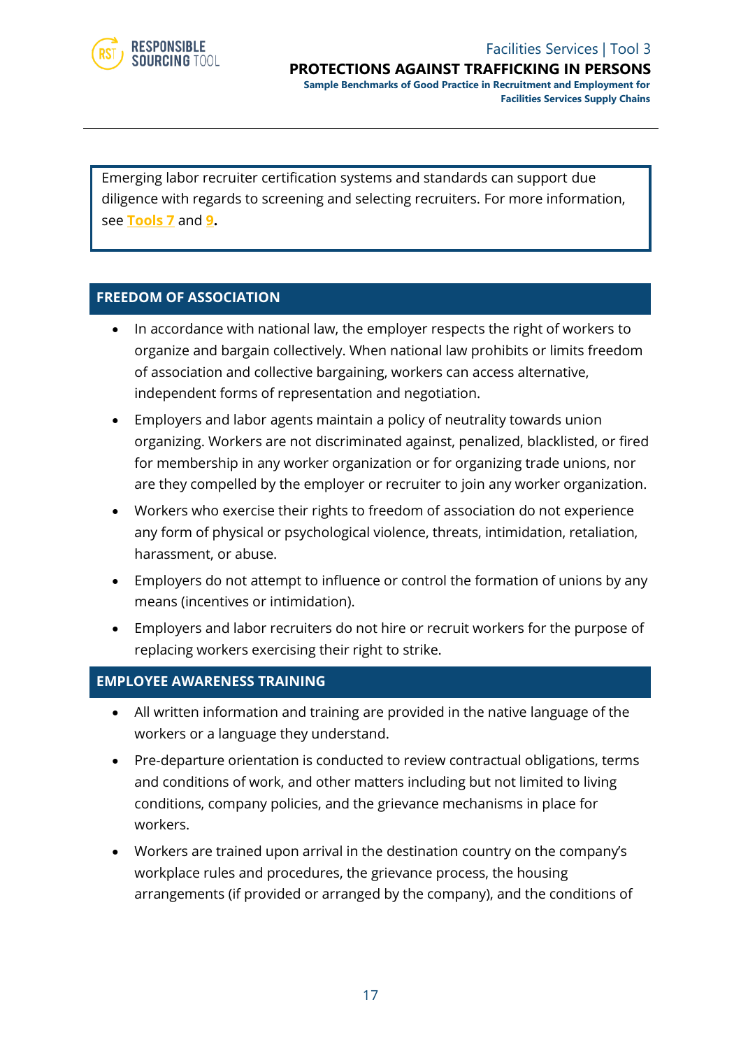Emerging labor recruiter certification systems and standards can support due diligence with regards to screening and selecting recruiters. For more information, see **Tools 7** and **9.**

## FREEDOM OF ASSOCIATION

- In accordance with national law, the employer respects the right of workers to organize and bargain collectively. When national law prohibits or limits freedom of association and collective bargaining, workers can access alternative, independent forms of representation and negotiation.
- Employers and labor agents maintain a policy of neutrality towards union organizing. Workers are not discriminated against, penalized, blacklisted, or fired for membership in any worker organization or for organizing trade unions, nor are they compelled by the employer or recruiter to join any worker organization.
- Workers who exercise their rights to freedom of association do not experience any form of physical or psychological violence, threats, intimidation, retaliation, harassment, or abuse.
- Employers do not attempt to influence or control the formation of unions by any means (incentives or intimidation).
- Employers and labor recruiters do not hire or recruit workers for the purpose of replacing workers exercising their right to strike.

## EMPLOYEE AWARENESS TRAINING

- All written information and training are provided in the native language of the workers or a language they understand.
- Pre-departure orientation is conducted to review contractual obligations, terms and conditions of work, and other matters including but not limited to living conditions, company policies, and the grievance mechanisms in place for workers.
- Workers are trained upon arrival in the destination country on the company's workplace rules and procedures, the grievance process, the housing arrangements (if provided or arranged by the company), and the conditions of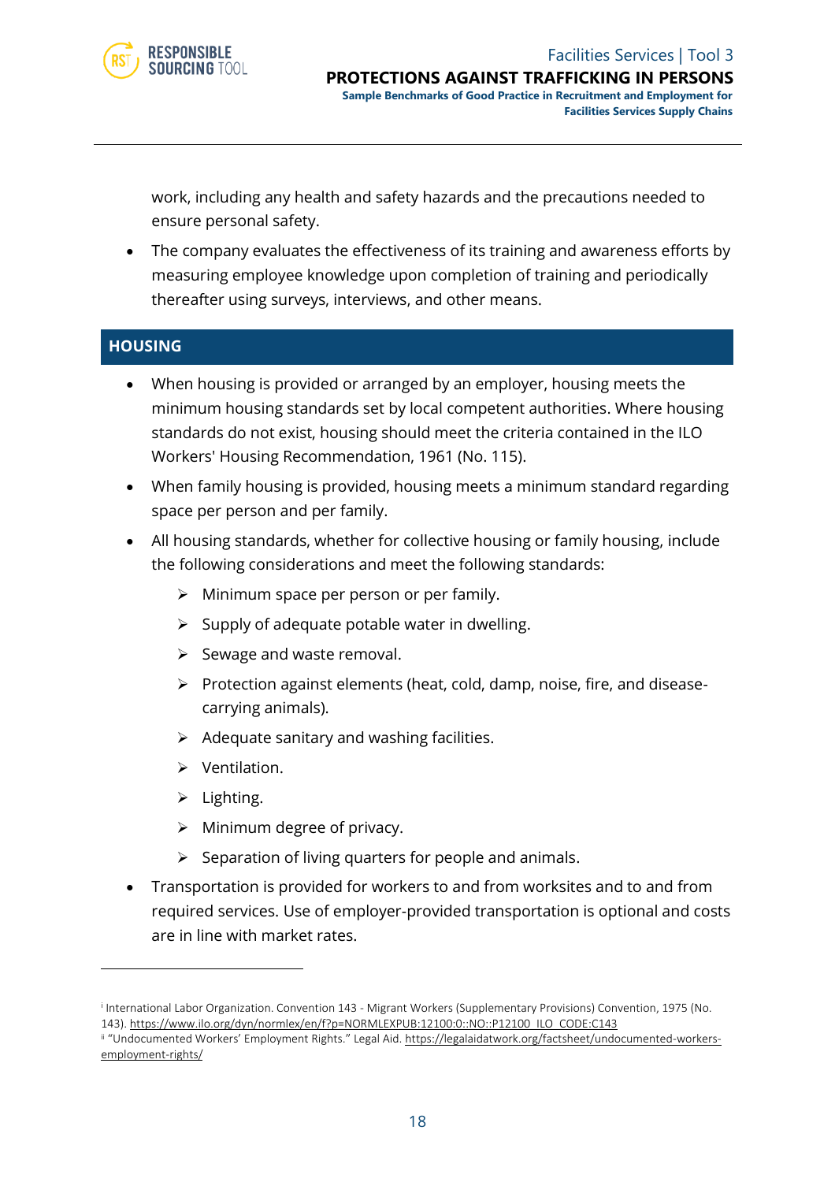work, including any health and safety hazards and the precautions needed to ensure personal safety.

- The company evaluates the effectiveness of its training and awareness efforts by measuring employee knowledge upon completion of training and periodically thereafter using surveys, interviews, and other means.

## HOUSING

- When housing is provided or arranged by an employer, housing meets the minimum housing standards set by local competent authorities. Where housing standards do not exist, housing should meet the criteria contained in the ILO Workers' Housing Recommendation, 1961 (No. 115).
- When family housing is provided, housing meets a minimum standard regarding space per person and per family.
- All housing standards, whether for collective housing or family housing, include the following considerations and meet the following standards:
  - Minimum space per person or per family.
  - Supply of adequate potable water in dwelling.
  - Sewage and waste removal.
  - Protection against elements (heat, cold, damp, noise, fire, and disease-carrying animals).
  - Adequate sanitary and washing facilities.
  - Ventilation.
  - Lighting.
  - Minimum degree of privacy.
  - Separation of living quarters for people and animals.
- Transportation is provided for workers to and from worksites and to and from required services. Use of employer-provided transportation is optional and costs are in line with market rates.

---

[i] International Labor Organization. Convention 143 - Migrant Workers (Supplementary Provisions) Convention, 1975 (No. 143). https://www.ilo.org/dyn/normlex/en/f?p=NORMLEXPUB:12100:0::NO::P12100_ILO_CODE:C143

[ii] "Undocumented Workers' Employment Rights." Legal Aid. https://legalaidatwork.org/factsheet/undocumented-workers-employment-rights/